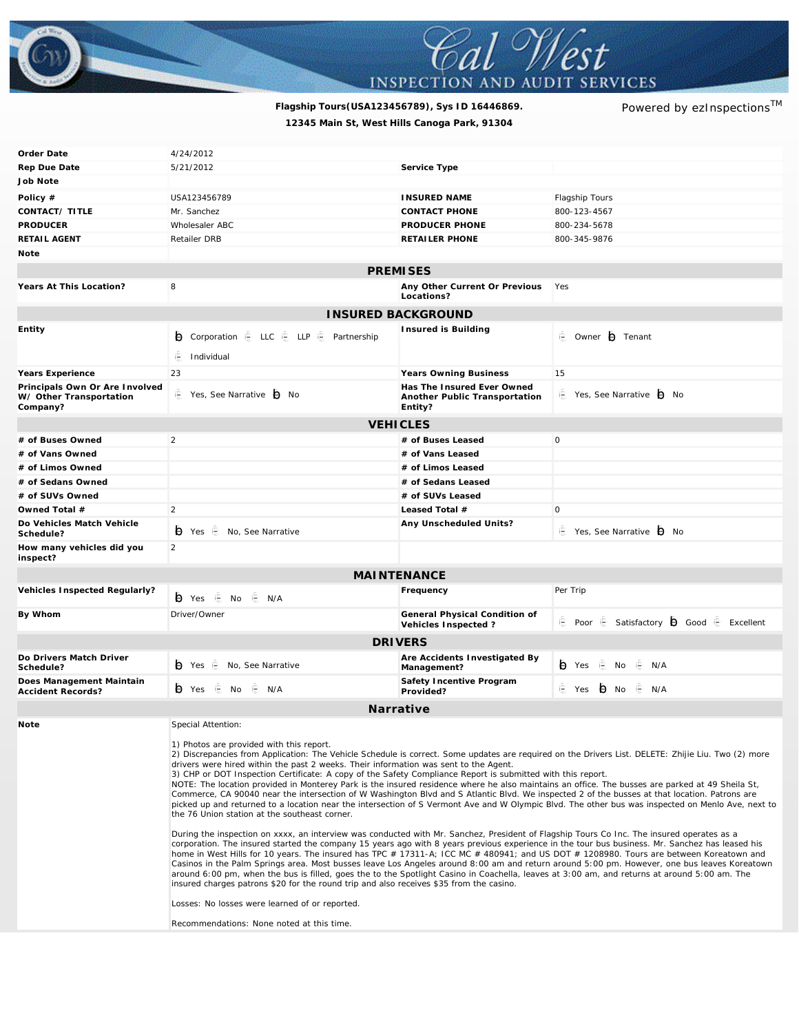# Cal West Inspection and Audit Services

**Flagship Tours(USA123456789), Sys ID 16446869.**
**12345 Main St, West Hills Canoga Park, 91304**

Powered by ezInspections™

| | | | |
|---|---|---|---|
| **Order Date** | 4/24/2012 | | |
| **Rep Due Date** | 5/21/2012 | **Service Type** | |
| **Job Note** | | | |
| **Policy #** | USA123456789 | **INSURED NAME** | Flagship Tours |
| **CONTACT/ TITLE** | Mr. Sanchez | **CONTACT PHONE** | 800-123-4567 |
| **PRODUCER** | Wholesaler ABC | **PRODUCER PHONE** | 800-234-5678 |
| **RETAIL AGENT** | Retailer DRB | **RETAILER PHONE** | 800-345-9876 |
| **Note** | | | |

## PREMISES

| | | | |
|---|---|---|---|
| **Years At This Location?** | 8 | **Any Other Current Or Previous Locations?** | Yes |

## INSURED BACKGROUND

| | | | |
|---|---|---|---|
| **Entity** | ☑ Corporation ☐ LLC ☐ LLP ☐ Partnership ☐ Individual | **Insured is Building** | ☐ Owner ☑ Tenant |
| **Years Experience** | 23 | **Years Owning Business** | 15 |
| **Principals Own Or Are Involved W/ Other Transportation Company?** | ☐ Yes, See Narrative ☑ No | **Has The Insured Ever Owned Another Public Transportation Entity?** | ☐ Yes, See Narrative ☑ No |

## VEHICLES

| | | | |
|---|---|---|---|
| **# of Buses Owned** | 2 | **# of Buses Leased** | 0 |
| **# of Vans Owned** | | **# of Vans Leased** | |
| **# of Limos Owned** | | **# of Limos Leased** | |
| **# of Sedans Owned** | | **# of Sedans Leased** | |
| **# of SUVs Owned** | | **# of SUVs Leased** | |
| **Owned Total #** | 2 | **Leased Total #** | 0 |
| **Do Vehicles Match Vehicle Schedule?** | ☑ Yes ☐ No, See Narrative | **Any Unscheduled Units?** | ☐ Yes, See Narrative ☑ No |
| **How many vehicles did you inspect?** | 2 | | |

## MAINTENANCE

| | | | |
|---|---|---|---|
| **Vehicles Inspected Regularly?** | ☑ Yes ☐ No ☐ N/A | **Frequency** | Per Trip |
| **By Whom** | Driver/Owner | **General Physical Condition of Vehicles Inspected ?** | ☐ Poor ☐ Satisfactory ☑ Good ☐ Excellent |

## DRIVERS

| | | | |
|---|---|---|---|
| **Do Drivers Match Driver Schedule?** | ☑ Yes ☐ No, See Narrative | **Are Accidents Investigated By Management?** | ☑ Yes ☐ No ☐ N/A |
| **Does Management Maintain Accident Records?** | ☑ Yes ☐ No ☐ N/A | **Safety Incentive Program Provided?** | ☐ Yes ☑ No ☐ N/A |

## Narrative

**Note**

Special Attention:

1) Photos are provided with this report.
2) Discrepancies from Application: The Vehicle Schedule is correct. Some updates are required on the Drivers List. DELETE: Zhijie Liu. Two (2) more drivers were hired within the past 2 weeks. Their information was sent to the Agent.
3) CHP or DOT Inspection Certificate: A copy of the Safety Compliance Report is submitted with this report.
NOTE: The location provided in Monterey Park is the insured residence where he also maintains an office. The busses are parked at 49 Sheila St, Commerce, CA 90040 near the intersection of W Washington Blvd and S Atlantic Blvd. We inspected 2 of the busses at that location. Patrons are picked up and returned to a location near the intersection of S Vermont Ave and W Olympic Blvd. The other bus was inspected on Menlo Ave, next to the 76 Union station at the southeast corner.

During the inspection on xxxx, an interview was conducted with Mr. Sanchez, President of Flagship Tours Co Inc. The insured operates as a corporation. The insured started the company 15 years ago with 8 years previous experience in the tour bus business. Mr. Sanchez has leased his home in West Hills for 10 years. The insured has TPC # 17311-A; ICC MC # 480941; and US DOT # 1208980. Tours are between Koreatown and Casinos in the Palm Springs area. Most busses leave Los Angeles around 8:00 am and return around 5:00 pm. However, one bus leaves Koreatown around 6:00 pm, when the bus is filled, goes the to the Spotlight Casino in Coachella, leaves at 3:00 am, and returns at around 5:00 am. The insured charges patrons $20 for the round trip and also receives $35 from the casino.

Losses: No losses were learned of or reported.

Recommendations: None noted at this time.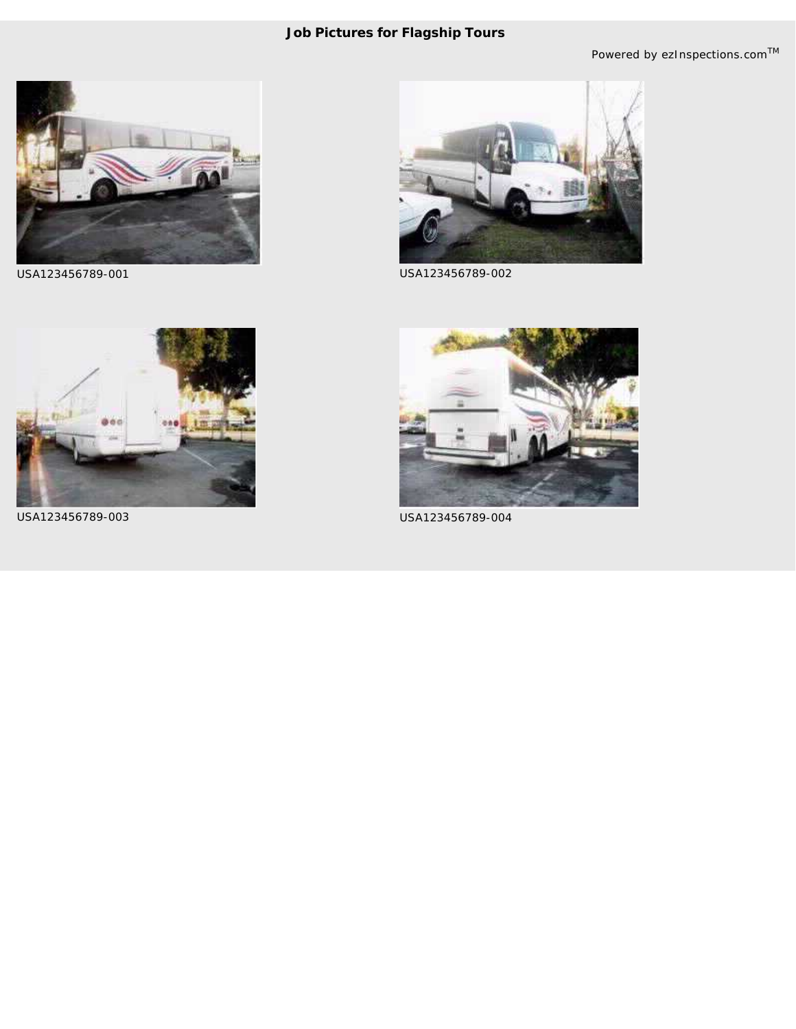# Job Pictures for Flagship Tours

Powered by ezInspections.com™

USA123456789-001

USA123456789-002

USA123456789-003

USA123456789-004